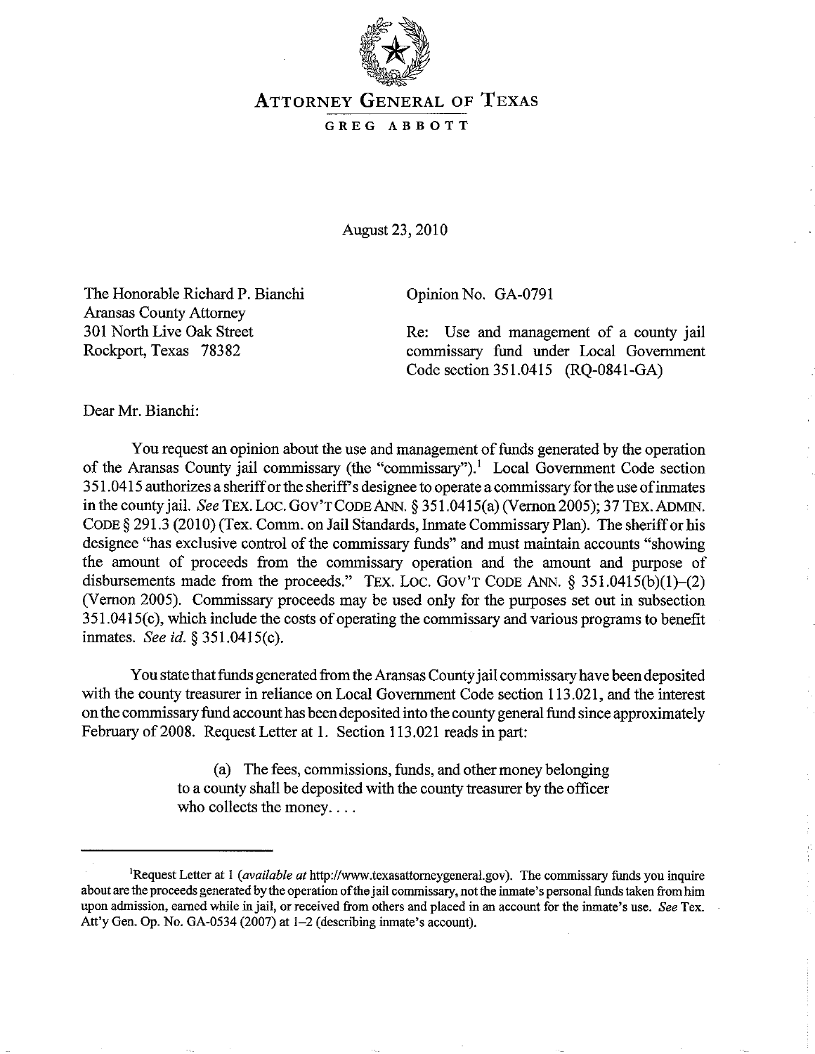# ATTORNEY GENERAL OF TEXAS

GREG ABBOTT

August 23, 2010

The Honorable Richard P. Bianchi
Aransas County Attorney
301 North Live Oak Street
Rockport, Texas 78382

Opinion No. GA-0791

Re: Use and management of a county jail commissary fund under Local Government Code section 351.0415 (RQ-0841-GA)

Dear Mr. Bianchi:

You request an opinion about the use and management of funds generated by the operation of the Aransas County jail commissary (the "commissary").[1] Local Government Code section 351.0415 authorizes a sheriff or the sheriff's designee to operate a commissary for the use of inmates in the county jail. *See* TEX. LOC. GOV'T CODE ANN. § 351.0415(a) (Vernon 2005); 37 TEX. ADMIN. CODE § 291.3 (2010) (Tex. Comm. on Jail Standards, Inmate Commissary Plan). The sheriff or his designee "has exclusive control of the commissary funds" and must maintain accounts "showing the amount of proceeds from the commissary operation and the amount and purpose of disbursements made from the proceeds." TEX. LOC. GOV'T CODE ANN. § 351.0415(b)(1)–(2) (Vernon 2005). Commissary proceeds may be used only for the purposes set out in subsection 351.0415(c), which include the costs of operating the commissary and various programs to benefit inmates. *See id.* § 351.0415(c).

You state that funds generated from the Aransas County jail commissary have been deposited with the county treasurer in reliance on Local Government Code section 113.021, and the interest on the commissary fund account has been deposited into the county general fund since approximately February of 2008. Request Letter at 1. Section 113.021 reads in part:

> (a) The fees, commissions, funds, and other money belonging to a county shall be deposited with the county treasurer by the officer who collects the money. . . .

---

[1]Request Letter at 1 (*available at* http://www.texasattorneygeneral.gov). The commissary funds you inquire about are the proceeds generated by the operation of the jail commissary, not the inmate's personal funds taken from him upon admission, earned while in jail, or received from others and placed in an account for the inmate's use. *See* Tex. Att'y Gen. Op. No. GA-0534 (2007) at 1–2 (describing inmate's account).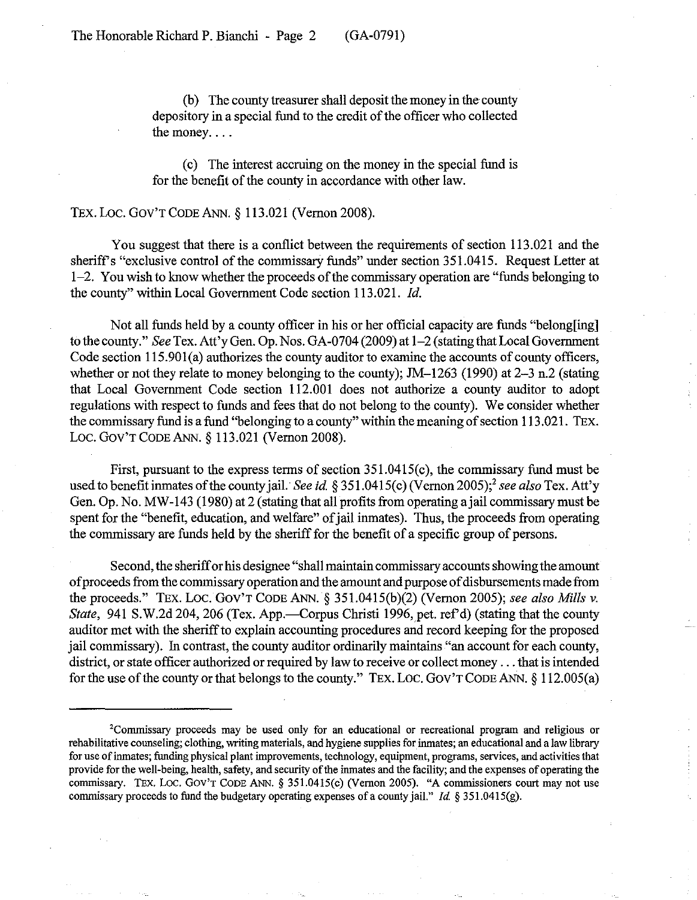(b) The county treasurer shall deposit the money in the county depository in a special fund to the credit of the officer who collected the money. . . .

(c) The interest accruing on the money in the special fund is for the benefit of the county in accordance with other law.

TEX. LOC. GOV'T CODE ANN. § 113.021 (Vernon 2008).

You suggest that there is a conflict between the requirements of section 113.021 and the sheriff's "exclusive control of the commissary funds" under section 351.0415. Request Letter at 1–2. You wish to know whether the proceeds of the commissary operation are "funds belonging to the county" within Local Government Code section 113.021. *Id.*

Not all funds held by a county officer in his or her official capacity are funds "belong[ing] to the county." *See* Tex. Att'y Gen. Op. Nos. GA-0704 (2009) at 1–2 (stating that Local Government Code section 115.901(a) authorizes the county auditor to examine the accounts of county officers, whether or not they relate to money belonging to the county); JM–1263 (1990) at 2–3 n.2 (stating that Local Government Code section 112.001 does not authorize a county auditor to adopt regulations with respect to funds and fees that do not belong to the county). We consider whether the commissary fund is a fund "belonging to a county" within the meaning of section 113.021. TEX. LOC. GOV'T CODE ANN. § 113.021 (Vernon 2008).

First, pursuant to the express terms of section 351.0415(c), the commissary fund must be used to benefit inmates of the county jail. *See id.* § 351.0415(c) (Vernon 2005);[2] *see also* Tex. Att'y Gen. Op. No. MW-143 (1980) at 2 (stating that all profits from operating a jail commissary must be spent for the "benefit, education, and welfare" of jail inmates). Thus, the proceeds from operating the commissary are funds held by the sheriff for the benefit of a specific group of persons.

Second, the sheriff or his designee "shall maintain commissary accounts showing the amount of proceeds from the commissary operation and the amount and purpose of disbursements made from the proceeds." TEX. LOC. GOV'T CODE ANN. § 351.0415(b)(2) (Vernon 2005); *see also Mills v. State*, 941 S.W.2d 204, 206 (Tex. App.—Corpus Christi 1996, pet. ref'd) (stating that the county auditor met with the sheriff to explain accounting procedures and record keeping for the proposed jail commissary). In contrast, the county auditor ordinarily maintains "an account for each county, district, or state officer authorized or required by law to receive or collect money . . . that is intended for the use of the county or that belongs to the county." TEX. LOC. GOV'T CODE ANN. § 112.005(a)

[2]Commissary proceeds may be used only for an educational or recreational program and religious or rehabilitative counseling; clothing, writing materials, and hygiene supplies for inmates; an educational and a law library for use of inmates; funding physical plant improvements, technology, equipment, programs, services, and activities that provide for the well-being, health, safety, and security of the inmates and the facility; and the expenses of operating the commissary. TEX. LOC. GOV'T CODE ANN. § 351.0415(c) (Vernon 2005). "A commissioners court may not use commissary proceeds to fund the budgetary operating expenses of a county jail." *Id.* § 351.0415(g).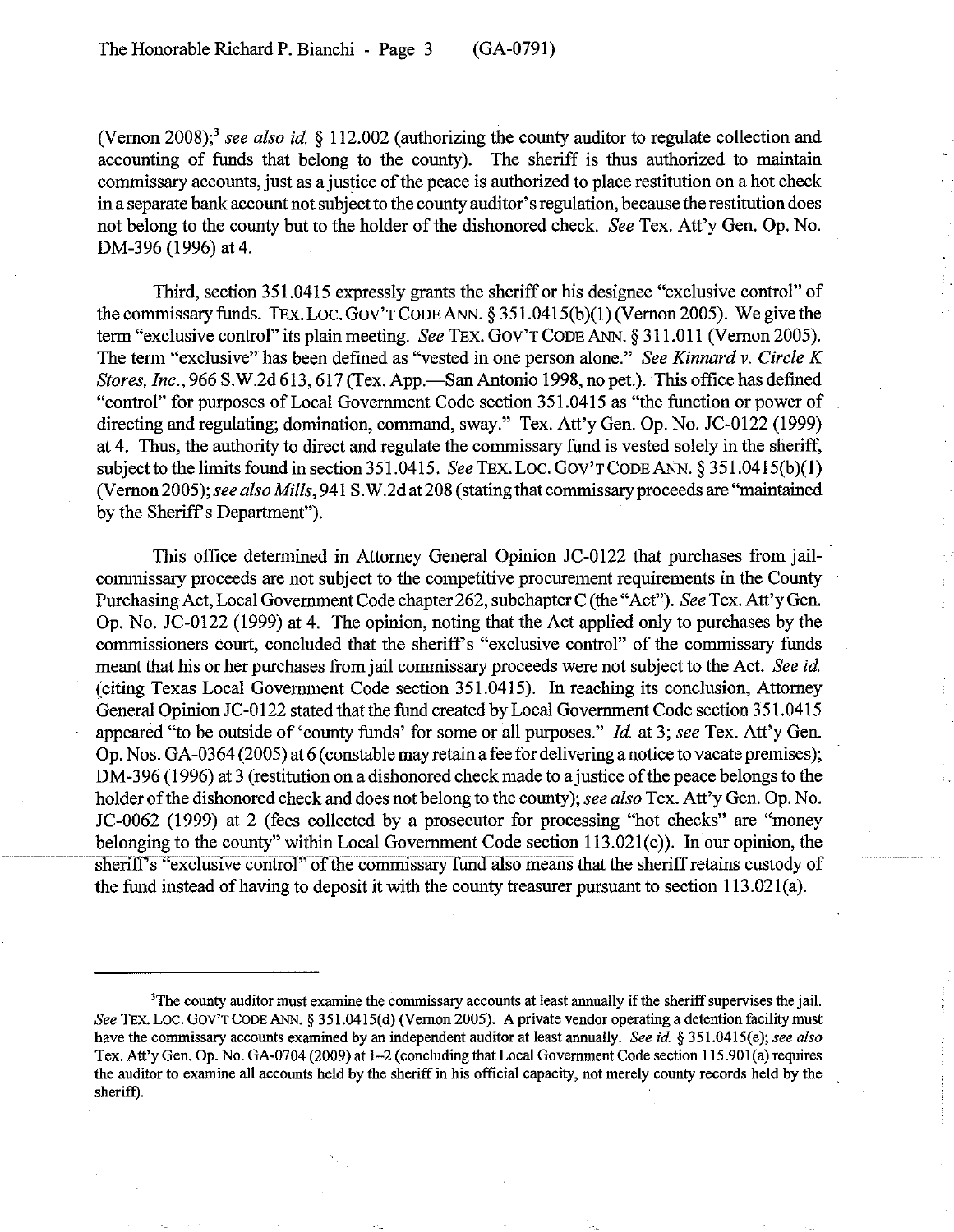(Vernon 2008);[3] *see also id.* § 112.002 (authorizing the county auditor to regulate collection and accounting of funds that belong to the county). The sheriff is thus authorized to maintain commissary accounts, just as a justice of the peace is authorized to place restitution on a hot check in a separate bank account not subject to the county auditor's regulation, because the restitution does not belong to the county but to the holder of the dishonored check. *See* Tex. Att'y Gen. Op. No. DM-396 (1996) at 4.

Third, section 351.0415 expressly grants the sheriff or his designee "exclusive control" of the commissary funds. TEX. LOC. GOV'T CODE ANN. § 351.0415(b)(1) (Vernon 2005). We give the term "exclusive control" its plain meeting. *See* TEX. GOV'T CODE ANN. § 311.011 (Vernon 2005). The term "exclusive" has been defined as "vested in one person alone." *See Kinnard v. Circle K Stores, Inc.*, 966 S.W.2d 613, 617 (Tex. App.—San Antonio 1998, no pet.). This office has defined "control" for purposes of Local Government Code section 351.0415 as "the function or power of directing and regulating; domination, command, sway." Tex. Att'y Gen. Op. No. JC-0122 (1999) at 4. Thus, the authority to direct and regulate the commissary fund is vested solely in the sheriff, subject to the limits found in section 351.0415. *See* TEX. LOC. GOV'T CODE ANN. § 351.0415(b)(1) (Vernon 2005); *see also Mills*, 941 S.W.2d at 208 (stating that commissary proceeds are "maintained by the Sheriff's Department").

This office determined in Attorney General Opinion JC-0122 that purchases from jail-commissary proceeds are not subject to the competitive procurement requirements in the County Purchasing Act, Local Government Code chapter 262, subchapter C (the "Act"). *See* Tex. Att'y Gen. Op. No. JC-0122 (1999) at 4. The opinion, noting that the Act applied only to purchases by the commissioners court, concluded that the sheriff's "exclusive control" of the commissary funds meant that his or her purchases from jail commissary proceeds were not subject to the Act. *See id.* (citing Texas Local Government Code section 351.0415). In reaching its conclusion, Attorney General Opinion JC-0122 stated that the fund created by Local Government Code section 351.0415 appeared "to be outside of 'county funds' for some or all purposes." *Id.* at 3; *see* Tex. Att'y Gen. Op. Nos. GA-0364 (2005) at 6 (constable may retain a fee for delivering a notice to vacate premises); DM-396 (1996) at 3 (restitution on a dishonored check made to a justice of the peace belongs to the holder of the dishonored check and does not belong to the county); *see also* Tex. Att'y Gen. Op. No. JC-0062 (1999) at 2 (fees collected by a prosecutor for processing "hot checks" are "money belonging to the county" within Local Government Code section 113.021(c)). In our opinion, the sheriff's "exclusive control" of the commissary fund also means that the sheriff retains custody of the fund instead of having to deposit it with the county treasurer pursuant to section 113.021(a).

---

[3]The county auditor must examine the commissary accounts at least annually if the sheriff supervises the jail. *See* TEX. LOC. GOV'T CODE ANN. § 351.0415(d) (Vernon 2005). A private vendor operating a detention facility must have the commissary accounts examined by an independent auditor at least annually. *See id.* § 351.0415(e); *see also* Tex. Att'y Gen. Op. No. GA-0704 (2009) at 1–2 (concluding that Local Government Code section 115.901(a) requires the auditor to examine all accounts held by the sheriff in his official capacity, not merely county records held by the sheriff).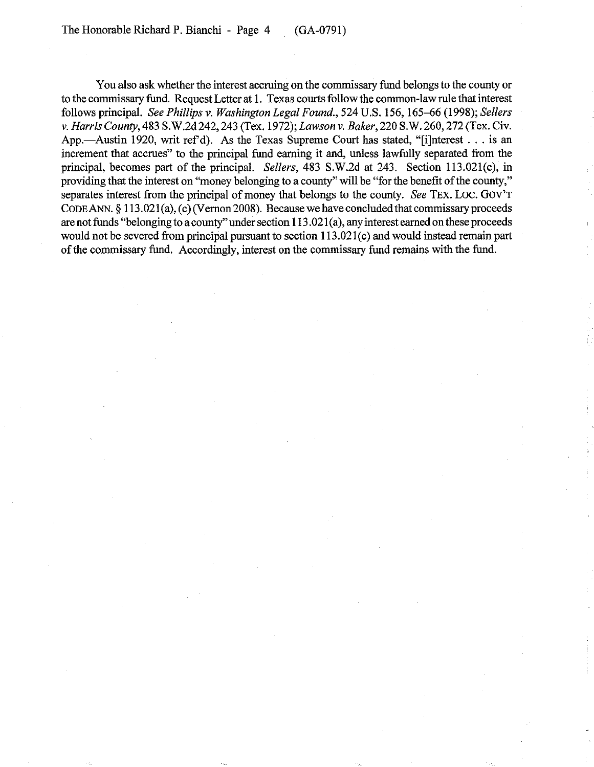You also ask whether the interest accruing on the commissary fund belongs to the county or to the commissary fund. Request Letter at 1. Texas courts follow the common-law rule that interest follows principal. *See Phillips v. Washington Legal Found.*, 524 U.S. 156, 165–66 (1998); *Sellers v. Harris County*, 483 S.W.2d 242, 243 (Tex. 1972); *Lawson v. Baker*, 220 S.W. 260, 272 (Tex. Civ. App.—Austin 1920, writ ref'd). As the Texas Supreme Court has stated, "[i]nterest . . . is an increment that accrues" to the principal fund earning it and, unless lawfully separated from the principal, becomes part of the principal. *Sellers*, 483 S.W.2d at 243. Section 113.021(c), in providing that the interest on "money belonging to a county" will be "for the benefit of the county," separates interest from the principal of money that belongs to the county. *See* TEX. LOC. GOV'T CODE ANN. § 113.021(a), (c) (Vernon 2008). Because we have concluded that commissary proceeds are not funds "belonging to a county" under section 113.021(a), any interest earned on these proceeds would not be severed from principal pursuant to section 113.021(c) and would instead remain part of the commissary fund. Accordingly, interest on the commissary fund remains with the fund.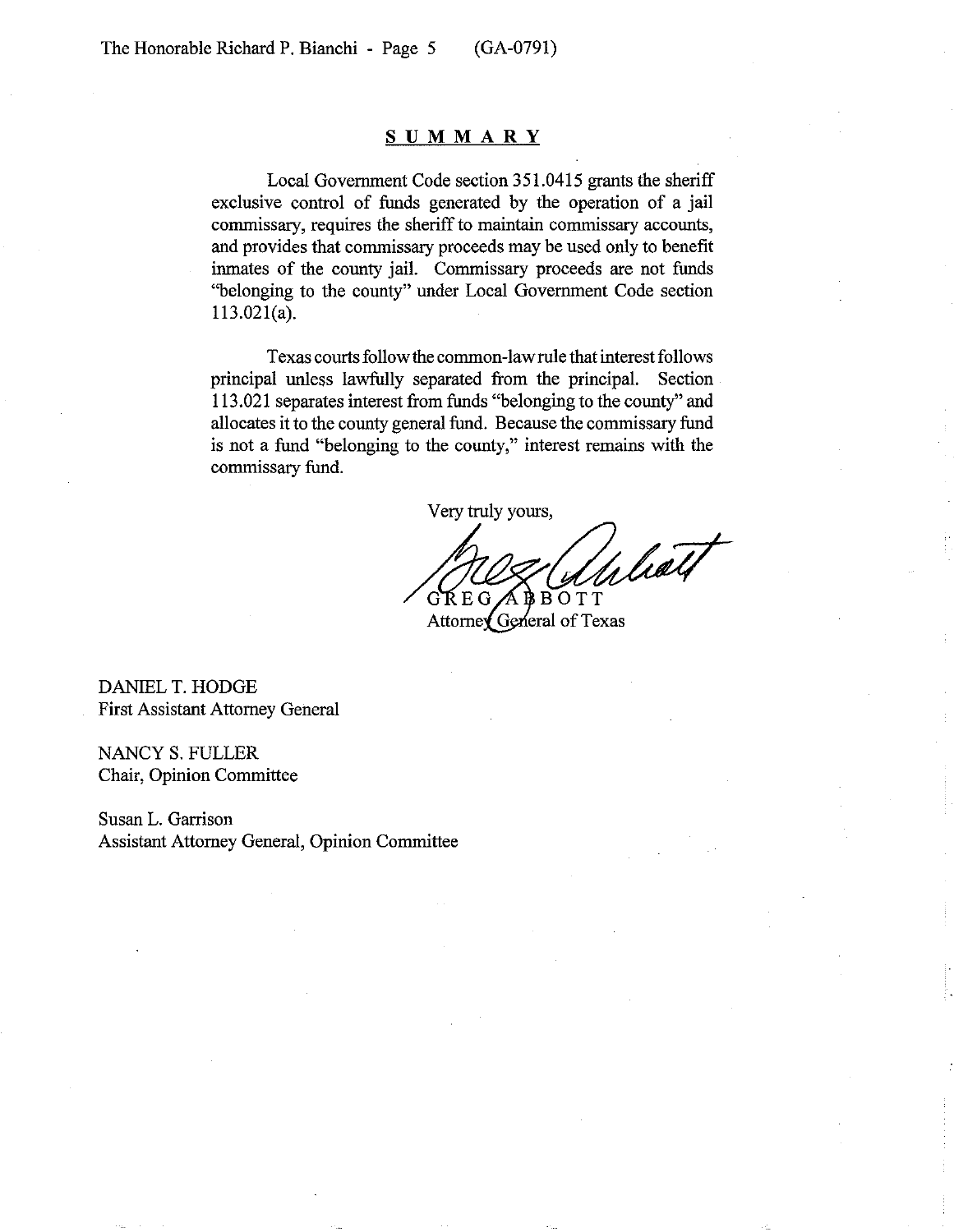## SUMMARY

Local Government Code section 351.0415 grants the sheriff exclusive control of funds generated by the operation of a jail commissary, requires the sheriff to maintain commissary accounts, and provides that commissary proceeds may be used only to benefit inmates of the county jail. Commissary proceeds are not funds "belonging to the county" under Local Government Code section 113.021(a).

Texas courts follow the common-law rule that interest follows principal unless lawfully separated from the principal. Section 113.021 separates interest from funds "belonging to the county" and allocates it to the county general fund. Because the commissary fund is not a fund "belonging to the county," interest remains with the commissary fund.

Very truly yours,

GREG ABBOTT
Attorney General of Texas

DANIEL T. HODGE
First Assistant Attorney General

NANCY S. FULLER
Chair, Opinion Committee

Susan L. Garrison
Assistant Attorney General, Opinion Committee